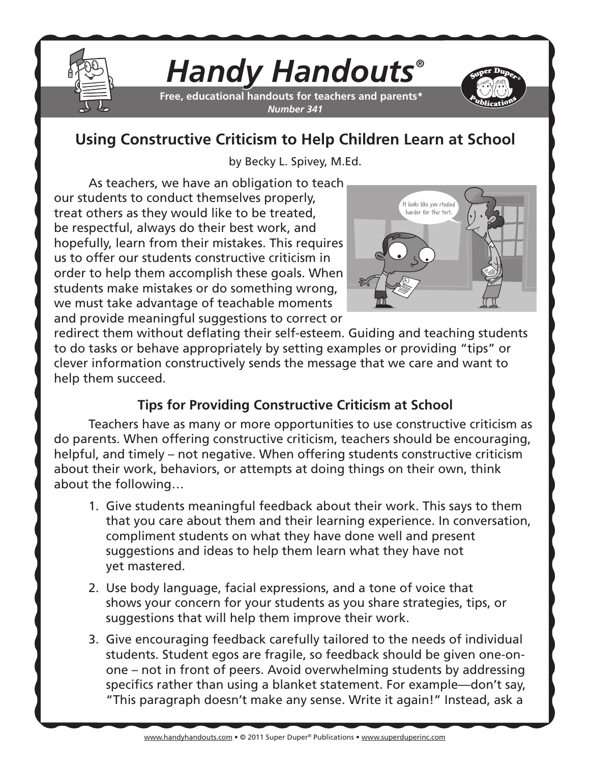# *Handy Handouts®*

**Free, educational handouts for teachers and parents***
***Number 341***

## Using Constructive Criticism to Help Children Learn at School

by Becky L. Spivey, M.Ed.

As teachers, we have an obligation to teach our students to conduct themselves properly, treat others as they would like to be treated, be respectful, always do their best work, and hopefully, learn from their mistakes. This requires us to offer our students constructive criticism in order to help them accomplish these goals. When students make mistakes or do something wrong, we must take advantage of teachable moments and provide meaningful suggestions to correct or redirect them without deflating their self-esteem. Guiding and teaching students to do tasks or behave appropriately by setting examples or providing "tips" or clever information constructively sends the message that we care and want to help them succeed.

### Tips for Providing Constructive Criticism at School

Teachers have as many or more opportunities to use constructive criticism as do parents. When offering constructive criticism, teachers should be encouraging, helpful, and timely – not negative. When offering students constructive criticism about their work, behaviors, or attempts at doing things on their own, think about the following…

1. Give students meaningful feedback about their work. This says to them that you care about them and their learning experience. In conversation, compliment students on what they have done well and present suggestions and ideas to help them learn what they have not yet mastered.
2. Use body language, facial expressions, and a tone of voice that shows your concern for your students as you share strategies, tips, or suggestions that will help them improve their work.
3. Give encouraging feedback carefully tailored to the needs of individual students. Student egos are fragile, so feedback should be given one-on-one – not in front of peers. Avoid overwhelming students by addressing specifics rather than using a blanket statement. For example—don't say, "This paragraph doesn't make any sense. Write it again!" Instead, ask a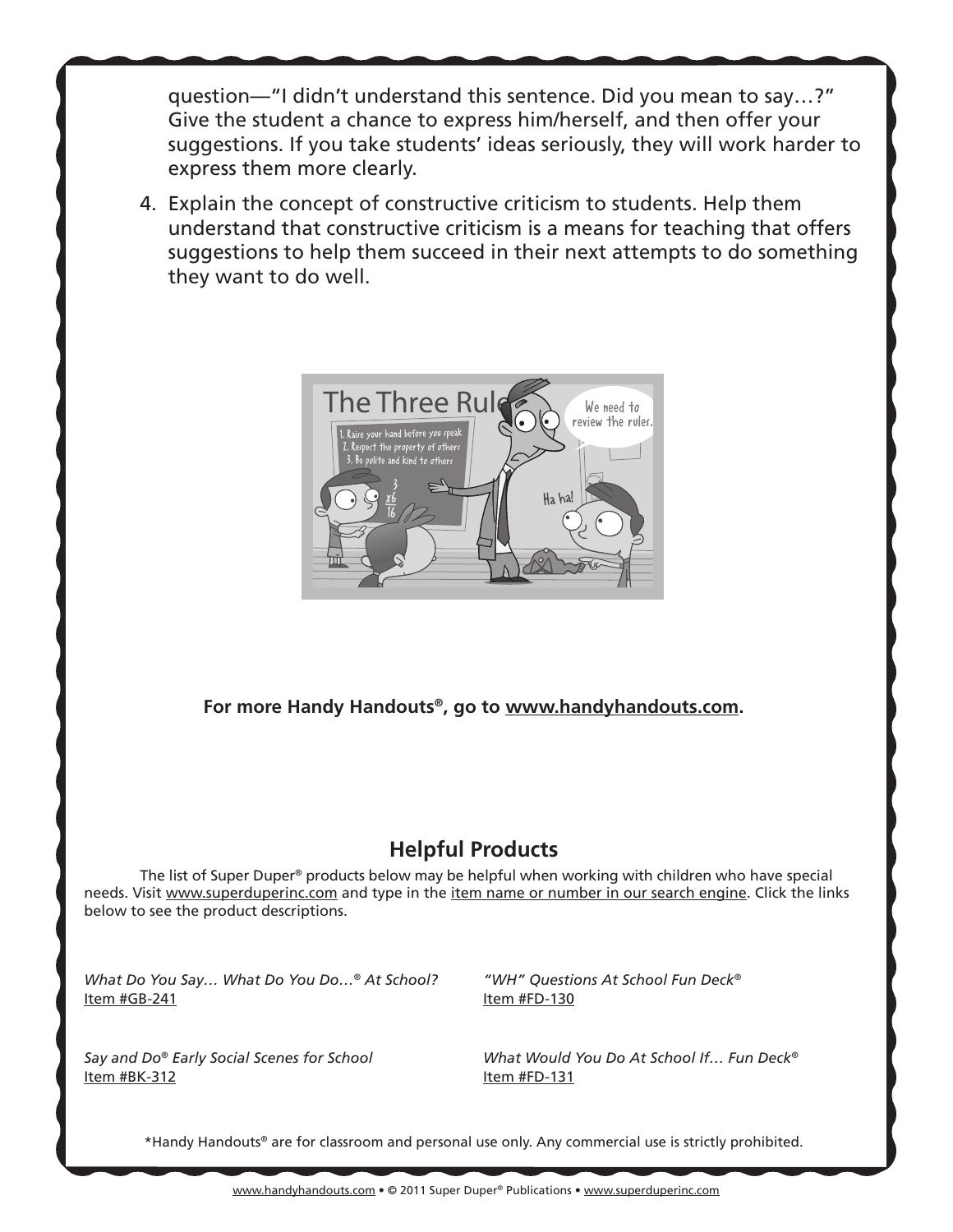question—"I didn't understand this sentence. Did you mean to say…?" Give the student a chance to express him/herself, and then offer your suggestions. If you take students' ideas seriously, they will work harder to express them more clearly.

4. Explain the concept of constructive criticism to students. Help them understand that constructive criticism is a means for teaching that offers suggestions to help them succeed in their next attempts to do something they want to do well.

**For more Handy Handouts®, go to www.handyhandouts.com.**

## Helpful Products

The list of Super Duper® products below may be helpful when working with children who have special needs. Visit www.superduperinc.com and type in the item name or number in our search engine. Click the links below to see the product descriptions.

*What Do You Say… What Do You Do…® At School?*
Item #GB-241

*"WH" Questions At School Fun Deck®*
Item #FD-130

*Say and Do® Early Social Scenes for School*
Item #BK-312

*What Would You Do At School If… Fun Deck®*
Item #FD-131

*Handy Handouts® are for classroom and personal use only. Any commercial use is strictly prohibited.